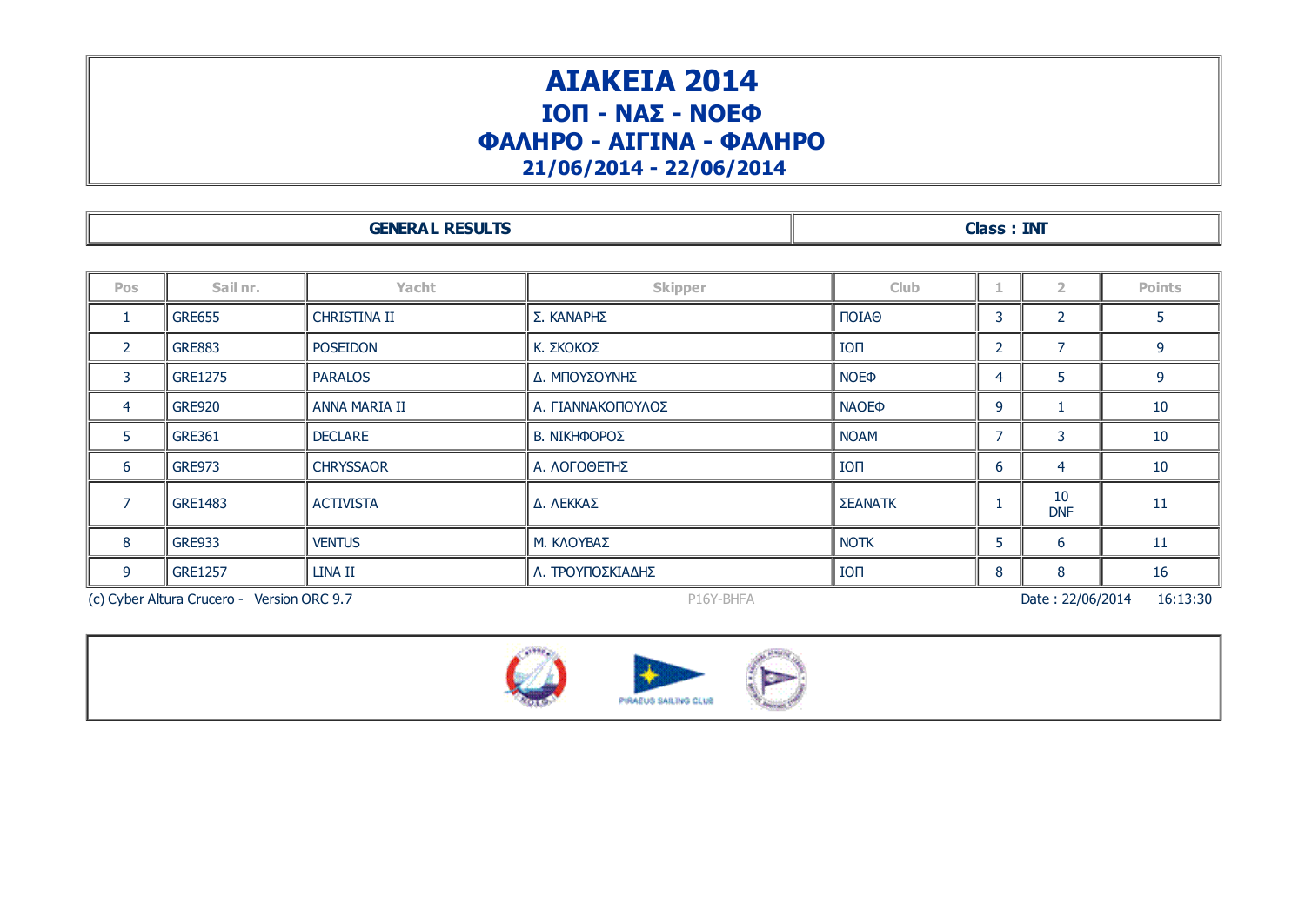# ΑΙΑΚΕΙΑ 2014

## ΙΟΠ - ΝΑΣ - ΝΟΕΦ

## ΦΑΛΗΡΟ - ΑΙΓΙΝΑ - ΦΑΛΗΡΟ

## 21/06/2014 - 22/06/2014

| GENERAL RESULTS | Class : INT |
|---|---|

| Pos | Sail nr. | Yacht | Skipper | Club | 1 | 2 | Points |
|---|---|---|---|---|---|---|---|
| 1 | GRE655 | CHRISTINA II | Σ. ΚΑΝΑΡΗΣ | ΠΟΙΑΘ | 3 | 2 | 5 |
| 2 | GRE883 | POSEIDON | Κ. ΣΚΟΚΟΣ | ΙΟΠ | 2 | 7 | 9 |
| 3 | GRE1275 | PARALOS | Δ. ΜΠΟΥΣΟΥΝΗΣ | ΝΟΕΦ | 4 | 5 | 9 |
| 4 | GRE920 | ANNA MARIA II | Α. ΓΙΑΝΝΑΚΟΠΟΥΛΟΣ | ΝΑΟΕΦ | 9 | 1 | 10 |
| 5 | GRE361 | DECLARE | Β. ΝΙΚΗΦΟΡΟΣ | ΝΟΑΜ | 7 | 3 | 10 |
| 6 | GRE973 | CHRYSSAOR | Α. ΛΟΓΟΘΕΤΗΣ | ΙΟΠ | 6 | 4 | 10 |
| 7 | GRE1483 | ACTIVISTA | Δ. ΛΕΚΚΑΣ | ΣΕΑΝΑΤΚ | 1 | 10 DNF | 11 |
| 8 | GRE933 | VENTUS | Μ. ΚΛΟΥΒΑΣ | ΝΟΤΚ | 5 | 6 | 11 |
| 9 | GRE1257 | LINA II | Λ. ΤΡΟΥΠΟΣΚΙΑΔΗΣ | ΙΟΠ | 8 | 8 | 16 |

(c) Cyber Altura Crucero - Version ORC 9.7 P16Y-BHFA Date : 22/06/2014 16:13:30

PIRAEUS SAILING CLUB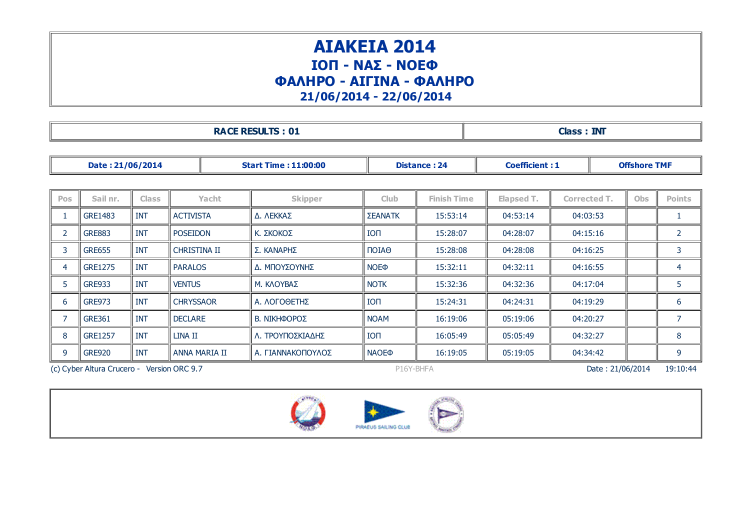# ΑΙΑΚΕΙΑ 2014

## ΙΟΠ - ΝΑΣ - ΝΟΕΦ

## ΦΑΛΗΡΟ - ΑΙΓΙΝΑ - ΦΑΛΗΡΟ

## 21/06/2014 - 22/06/2014

| RACE RESULTS : 01 | Class : INT |
|---|---|

| Date : 21/06/2014 | Start Time : 11:00:00 | Distance : 24 | Coefficient : 1 | Offshore TMF |
|---|---|---|---|---|

| Pos | Sail nr. | Class | Yacht | Skipper | Club | Finish Time | Elapsed T. | Corrected T. | Obs | Points |
|---|---|---|---|---|---|---|---|---|---|---|
| 1 | GRE1483 | INT | ACTIVISTA | Δ. ΛΕΚΚΑΣ | ΣΕΑΝΑΤΚ | 15:53:14 | 04:53:14 | 04:03:53 | | 1 |
| 2 | GRE883 | INT | POSEIDON | Κ. ΣΚΟΚΟΣ | ΙΟΠ | 15:28:07 | 04:28:07 | 04:15:16 | | 2 |
| 3 | GRE655 | INT | CHRISTINA II | Σ. ΚΑΝΑΡΗΣ | ΠΟΙΑΘ | 15:28:08 | 04:28:08 | 04:16:25 | | 3 |
| 4 | GRE1275 | INT | PARALOS | Δ. ΜΠΟΥΣΟΥΝΗΣ | ΝΟΕΦ | 15:32:11 | 04:32:11 | 04:16:55 | | 4 |
| 5 | GRE933 | INT | VENTUS | Μ. ΚΛΟΥΒΑΣ | ΝΟΤΚ | 15:32:36 | 04:32:36 | 04:17:04 | | 5 |
| 6 | GRE973 | INT | CHRYSSAOR | Α. ΛΟΓΟΘΕΤΗΣ | ΙΟΠ | 15:24:31 | 04:24:31 | 04:19:29 | | 6 |
| 7 | GRE361 | INT | DECLARE | Β. ΝΙΚΗΦΟΡΟΣ | ΝΟΑΜ | 16:19:06 | 05:19:06 | 04:20:27 | | 7 |
| 8 | GRE1257 | INT | LINA II | Λ. ΤΡΟΥΠΟΣΚΙΑΔΗΣ | ΙΟΠ | 16:05:49 | 05:05:49 | 04:32:27 | | 8 |
| 9 | GRE920 | INT | ANNA MARIA II | Α. ΓΙΑΝΝΑΚΟΠΟΥΛΟΣ | ΝΑΟΕΦ | 16:19:05 | 05:19:05 | 04:34:42 | | 9 |

(c) Cyber Altura Crucero - Version ORC 9.7 P16Y-BHFA Date : 21/06/2014 19:10:44

PIRAEUS SAILING CLUB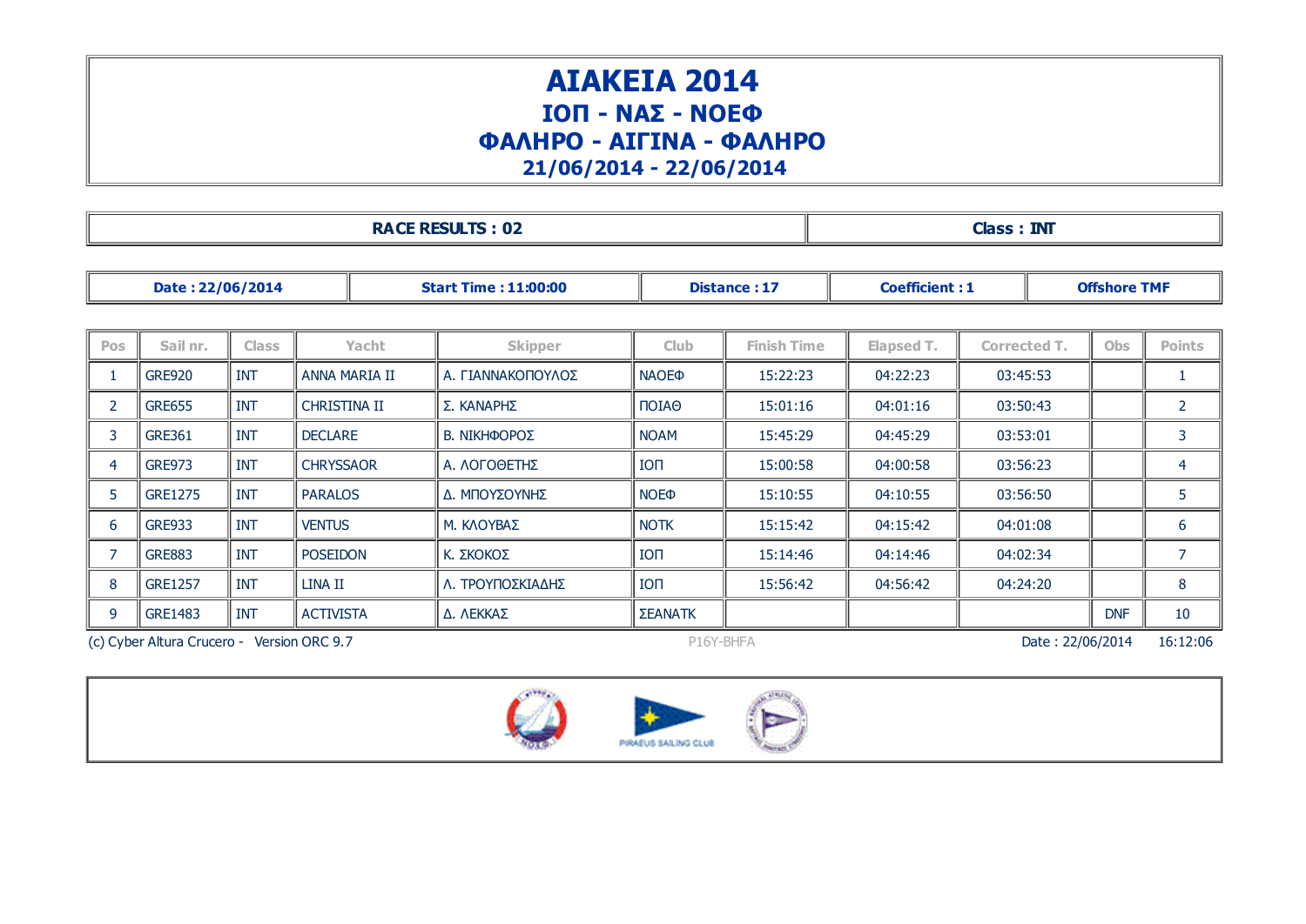# ΑΙΑΚΕΙΑ 2014

## ΙΟΠ - ΝΑΣ - ΝΟΕΦ

## ΦΑΛΗΡΟ - ΑΙΓΙΝΑ - ΦΑΛΗΡΟ

## 21/06/2014 - 22/06/2014

**RACE RESULTS : 02** | **Class : INT**

**Date : 22/06/2014** | **Start Time : 11:00:00** | **Distance : 17** | **Coefficient : 1** | **Offshore TMF**

| Pos | Sail nr. | Class | Yacht | Skipper | Club | Finish Time | Elapsed T. | Corrected T. | Obs | Points |
|---|---|---|---|---|---|---|---|---|---|---|
| 1 | GRE920 | INT | ANNA MARIA II | Α. ΓΙΑΝΝΑΚΟΠΟΥΛΟΣ | ΝΑΟΕΦ | 15:22:23 | 04:22:23 | 03:45:53 | | 1 |
| 2 | GRE655 | INT | CHRISTINA II | Σ. ΚΑΝΑΡΗΣ | ΠΟΙΑΘ | 15:01:16 | 04:01:16 | 03:50:43 | | 2 |
| 3 | GRE361 | INT | DECLARE | Β. ΝΙΚΗΦΟΡΟΣ | ΝΟΑΜ | 15:45:29 | 04:45:29 | 03:53:01 | | 3 |
| 4 | GRE973 | INT | CHRYSSAOR | Α. ΛΟΓΟΘΕΤΗΣ | ΙΟΠ | 15:00:58 | 04:00:58 | 03:56:23 | | 4 |
| 5 | GRE1275 | INT | PARALOS | Δ. ΜΠΟΥΖΟΥΝΗΣ | ΝΟΕΦ | 15:10:55 | 04:10:55 | 03:56:50 | | 5 |
| 6 | GRE933 | INT | VENTUS | Μ. ΚΛΟΥΒΑΣ | ΝΟΤΚ | 15:15:42 | 04:15:42 | 04:01:08 | | 6 |
| 7 | GRE883 | INT | POSEIDON | Κ. ΣΚΟΚΟΣ | ΙΟΠ | 15:14:46 | 04:14:46 | 04:02:34 | | 7 |
| 8 | GRE1257 | INT | LINA II | Λ. ΤΡΟΥΠΟΣΚΙΑΔΗΣ | ΙΟΠ | 15:56:42 | 04:56:42 | 04:24:20 | | 8 |
| 9 | GRE1483 | INT | ACTIVISTA | Δ. ΛΕΚΚΑΣ | ΣΕΑΝΑΤΚ | | | | DNF | 10 |

(c) Cyber Altura Crucero - Version ORC 9.7 &nbsp;&nbsp; P16Y-BHFA &nbsp;&nbsp; Date : 22/06/2014 16:12:06

PIRAEUS SAILING CLUB